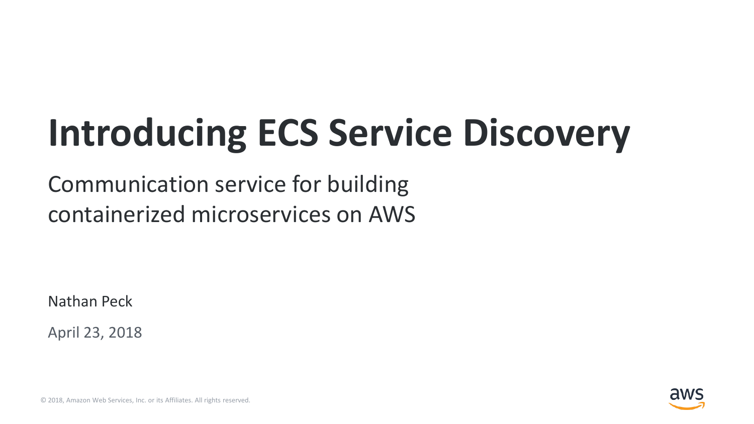# Introducing ECS Service Discovery

Communication service for building containerized microservices on AWS

Nathan Peck

April 23, 2018

© 2018, Amazon Web Services, Inc. or its Affiliates. All rights reserved.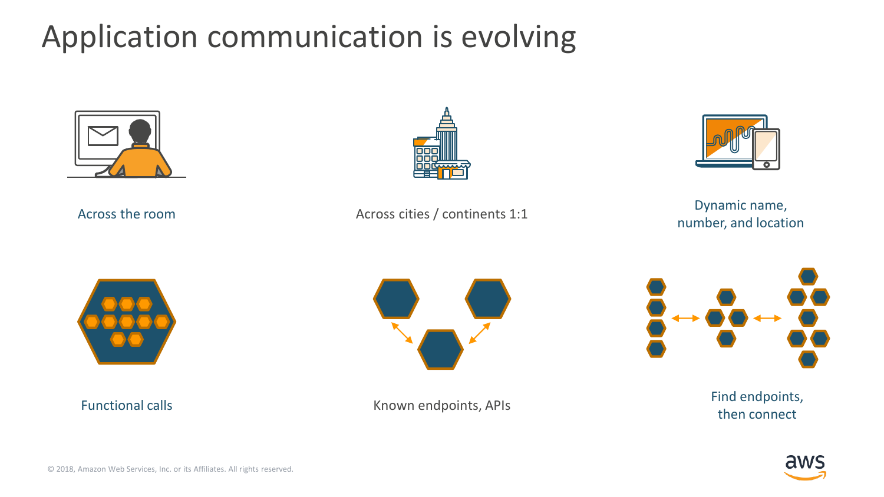# Application communication is evolving

Across the room

Across cities / continents 1:1

Dynamic name, number, and location

Functional calls

Known endpoints, APIs

Find endpoints, then connect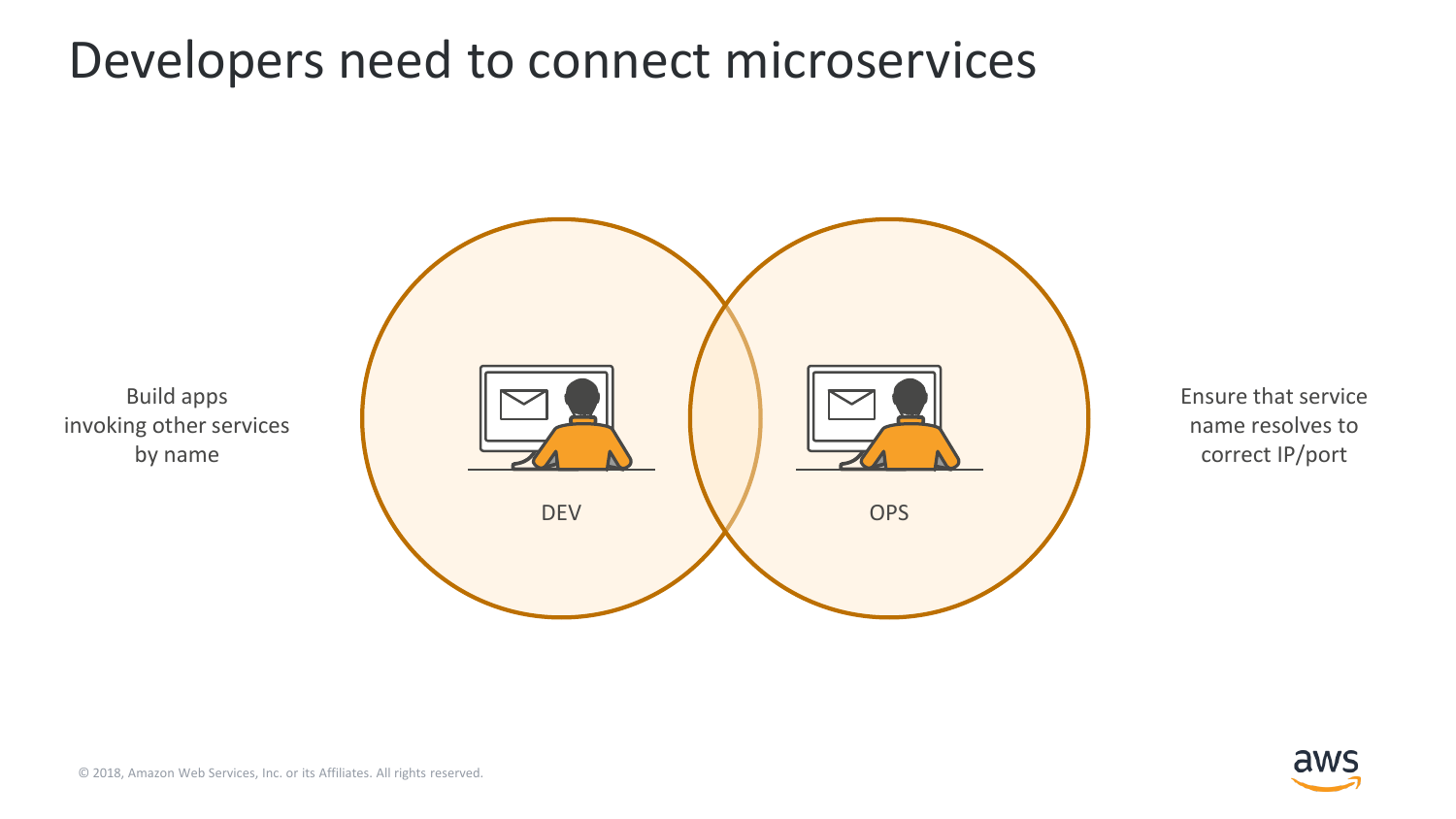# Developers need to connect microservices

Build apps invoking other services by name

DEV

OPS

Ensure that service name resolves to correct IP/port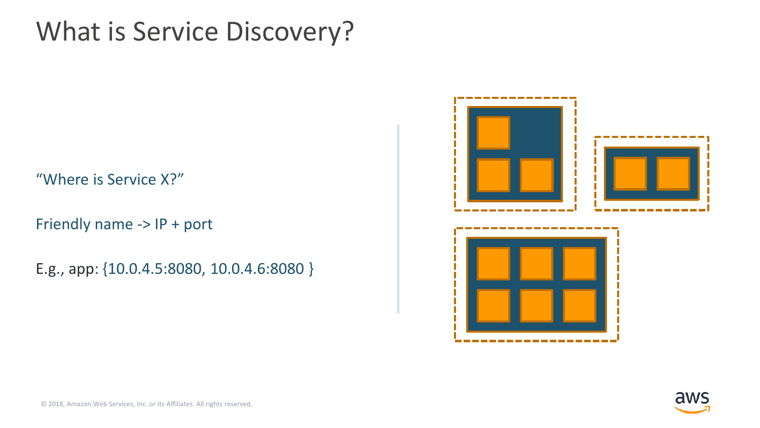# What is Service Discovery?

"Where is Service X?"

Friendly name -> IP + port

E.g., app: {10.0.4.5:8080, 10.0.4.6:8080 }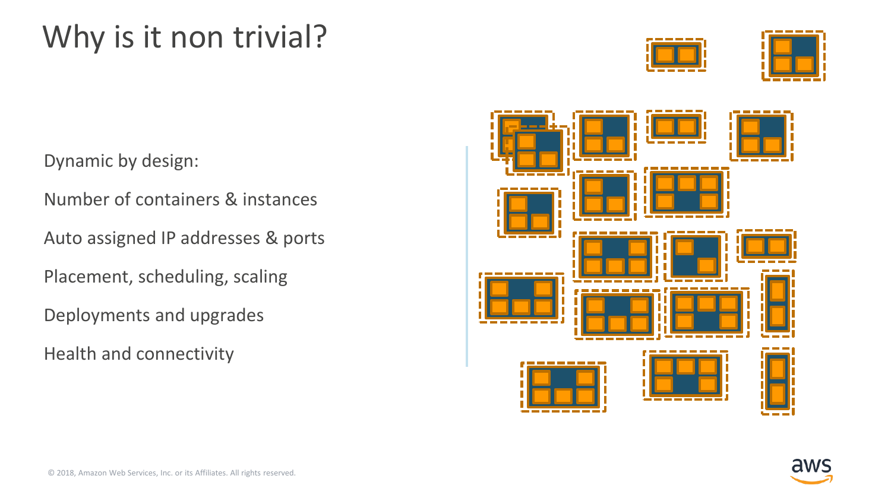# Why is it non trivial?

Dynamic by design:

Number of containers & instances

Auto assigned IP addresses & ports

Placement, scheduling, scaling

Deployments and upgrades

Health and connectivity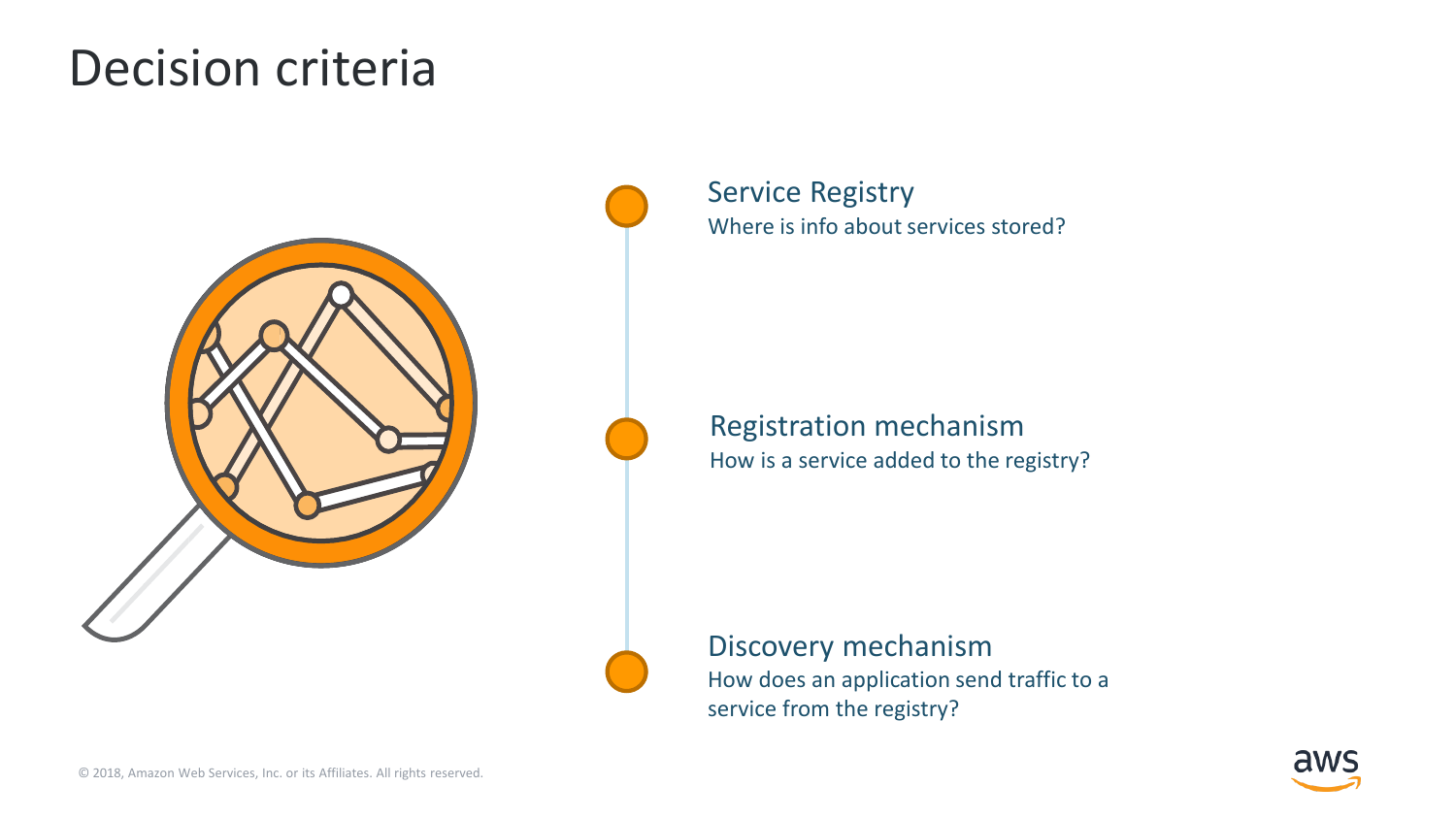# Decision criteria

### Service Registry
Where is info about services stored?

### Registration mechanism
How is a service added to the registry?

### Discovery mechanism
How does an application send traffic to a service from the registry?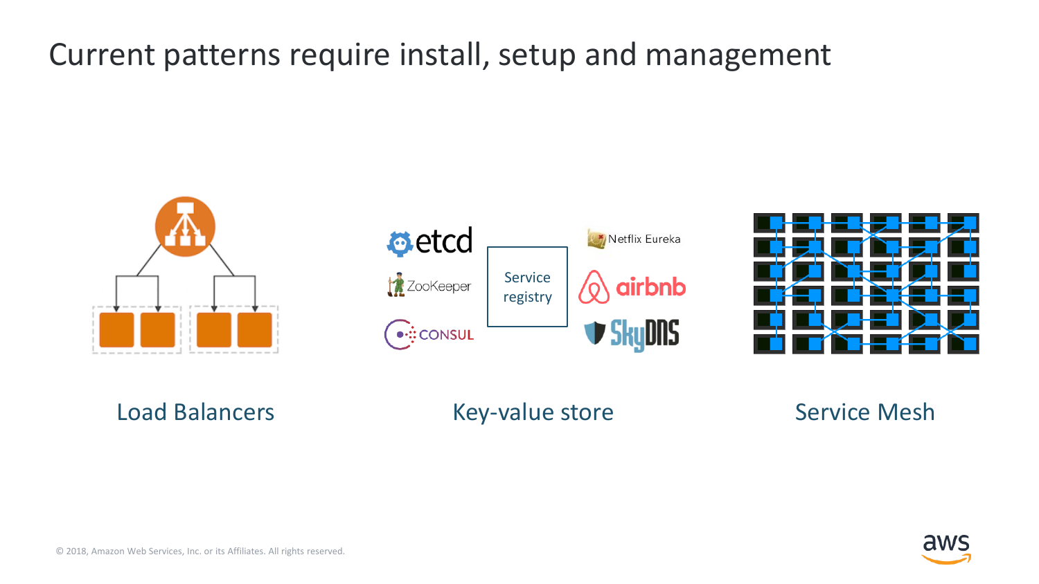# Current patterns require install, setup and management

etcd

ZooKeeper

CONSUL

Service registry

Netflix Eureka

airbnb

SkyDNS

Load Balancers

Key-value store

Service Mesh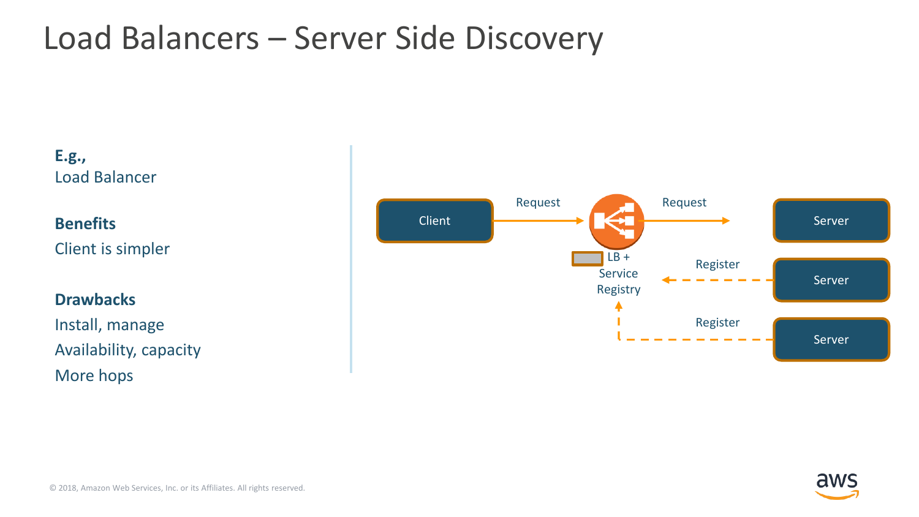# Load Balancers – Server Side Discovery

**E.g.,**

Load Balancer

**Benefits**

Client is simpler

**Drawbacks**

Install, manage

Availability, capacity

More hops

Client — Request → LB + Service Registry — Request → Server

Server — Register → LB + Service Registry

Server — Register → LB + Service Registry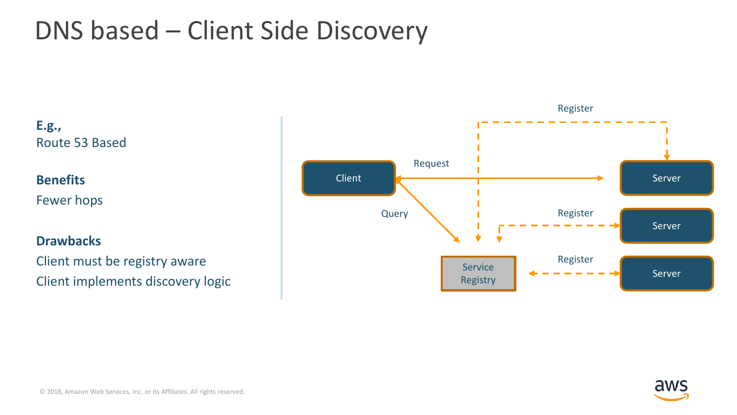# DNS based – Client Side Discovery

**E.g.,**
Route 53 Based

**Benefits**
Fewer hops

**Drawbacks**
Client must be registry aware
Client implements discovery logic

Register

Request

Client

Server

Query

Register

Server

Register

Service Registry

Server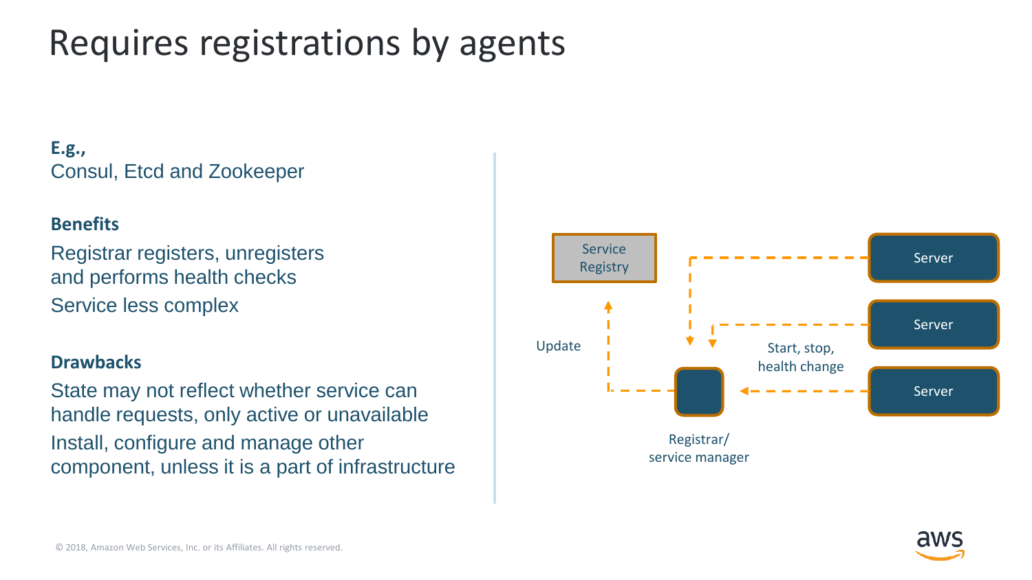# Requires registrations by agents

**E.g.,**

Consul, Etcd and Zookeeper

**Benefits**

Registrar registers, unregisters and performs health checks

Service less complex

**Drawbacks**

State may not reflect whether service can handle requests, only active or unavailable

Install, configure and manage other component, unless it is a part of infrastructure

Service Registry

Update

Registrar/ service manager

Start, stop, health change

Server

Server

Server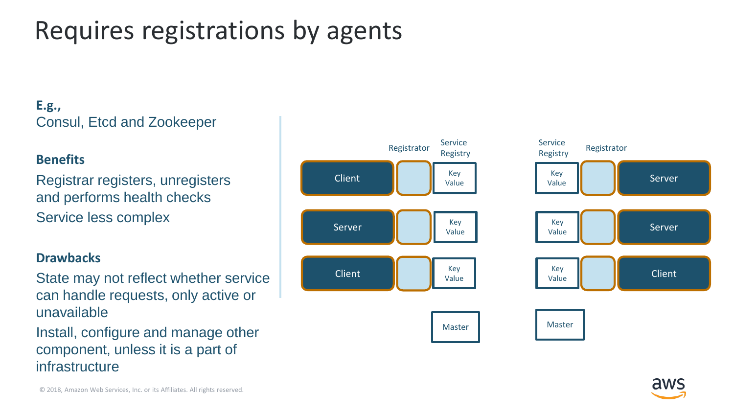# Requires registrations by agents

**E.g.,**

Consul, Etcd and Zookeeper

**Benefits**

Registrar registers, unregisters and performs health checks

Service less complex

**Drawbacks**

State may not reflect whether service can handle requests, only active or unavailable

Install, configure and manage other component, unless it is a part of infrastructure

Registrator | Service Registry | Service Registry | Registrator

Client | Key Value | Key Value | Server

Server | Key Value | Key Value | Server

Client | Key Value | Key Value | Client

Master | Master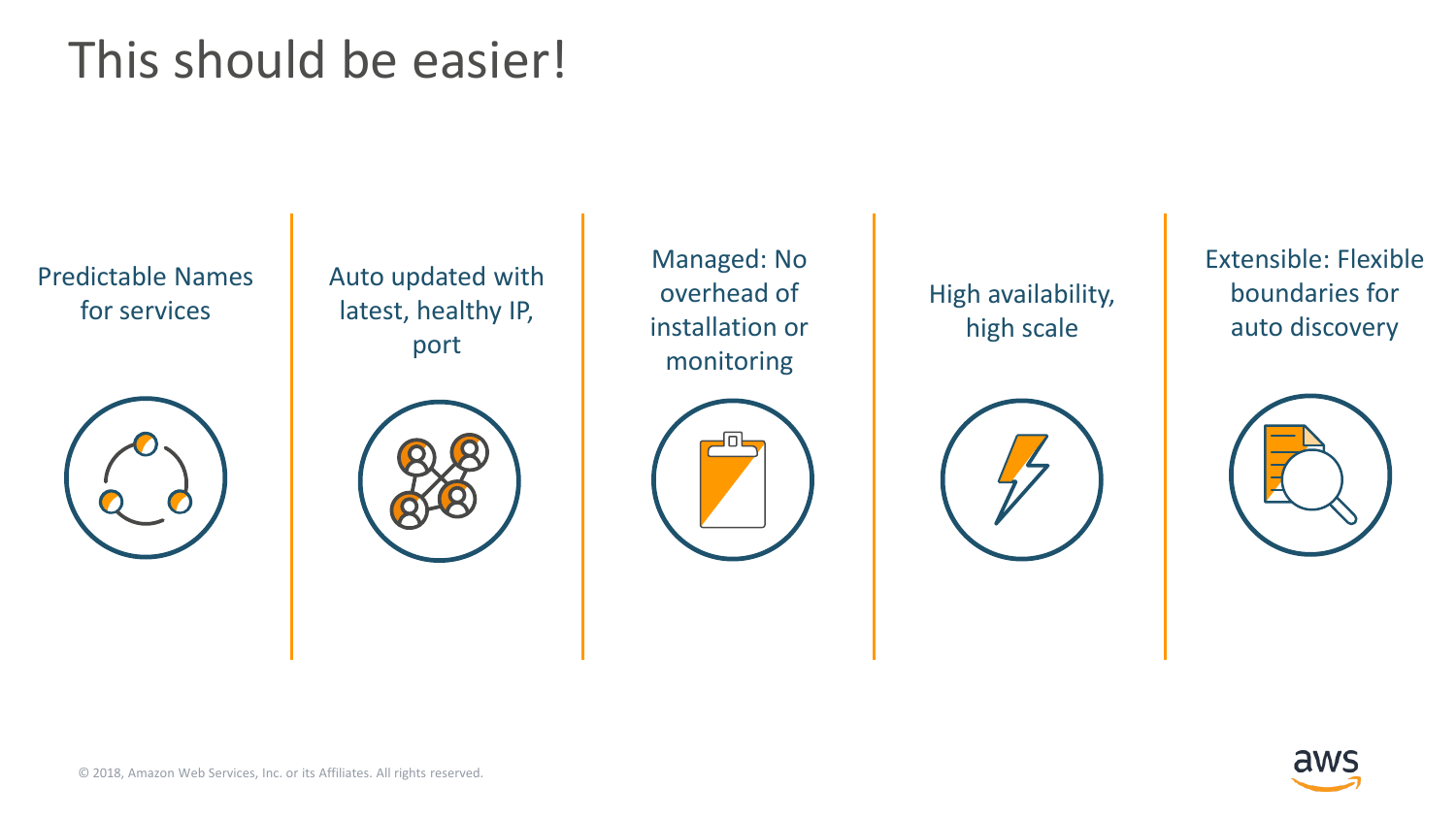# This should be easier!

- Predictable Names for services
- Auto updated with latest, healthy IP, port
- Managed: No overhead of installation or monitoring
- High availability, high scale
- Extensible: Flexible boundaries for auto discovery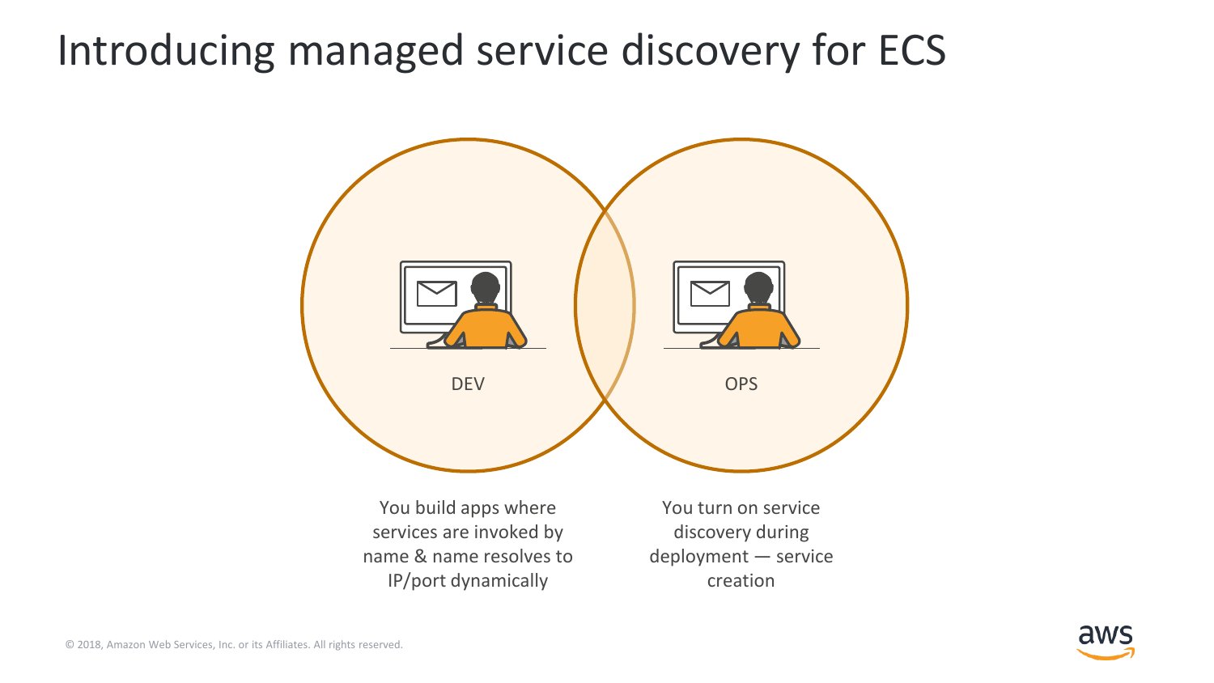# Introducing managed service discovery for ECS

DEV

OPS

You build apps where services are invoked by name & name resolves to IP/port dynamically

You turn on service discovery during deployment — service creation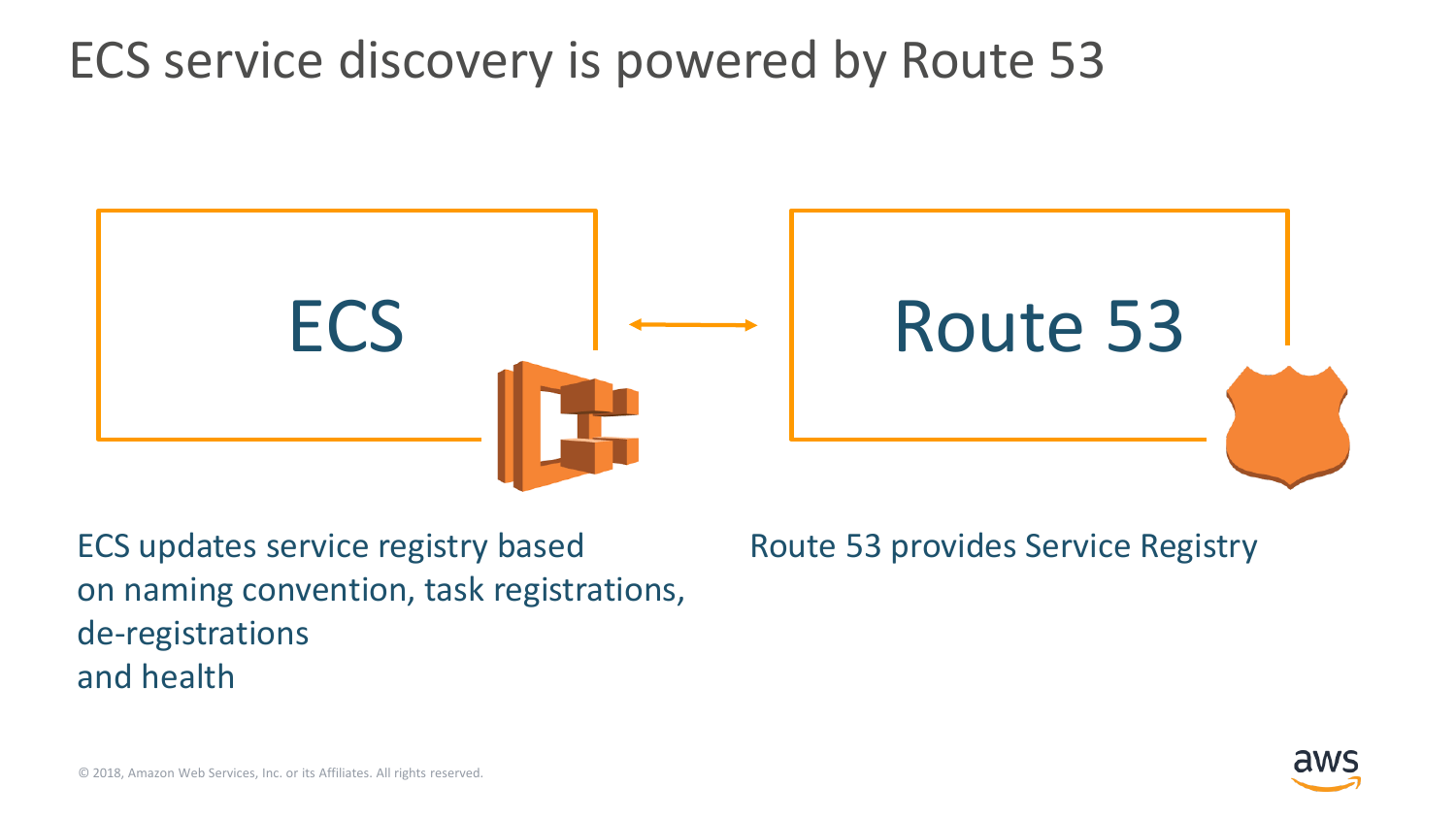# ECS service discovery is powered by Route 53

ECS

Route 53

ECS updates service registry based on naming convention, task registrations, de-registrations and health

Route 53 provides Service Registry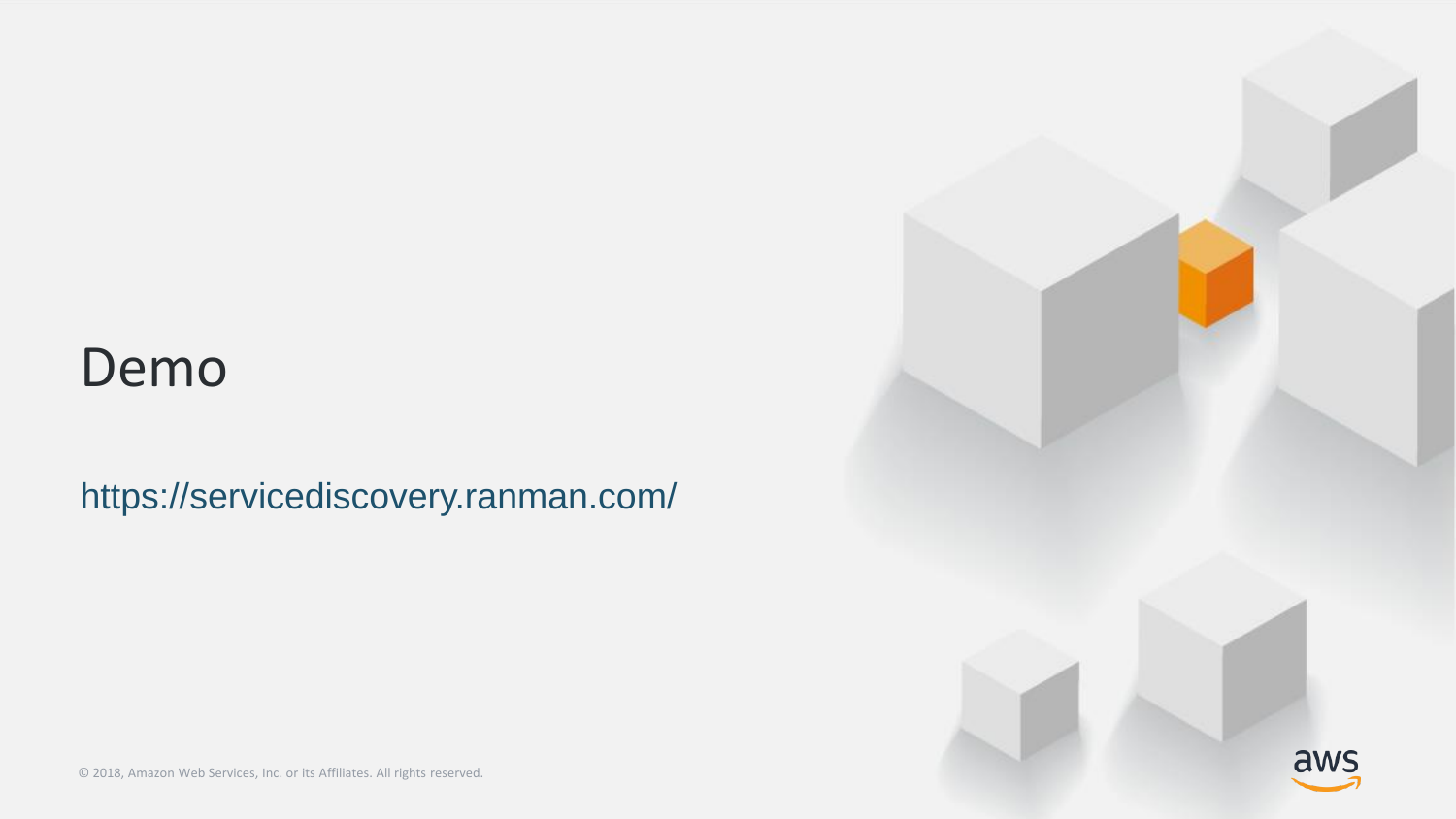# Demo

https://servicediscovery.ranman.com/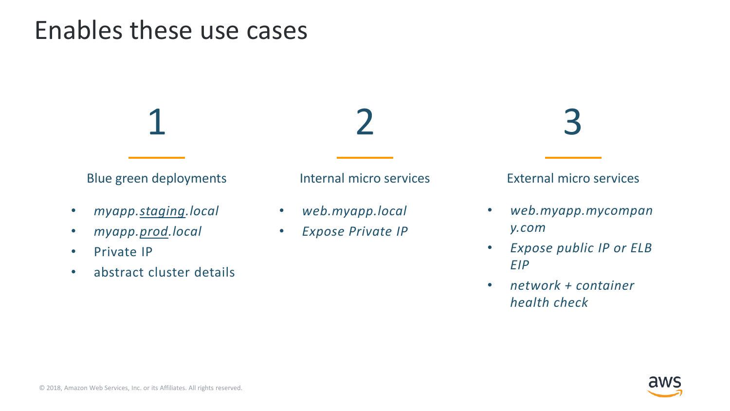# Enables these use cases

## 1

### Blue green deployments

- *myapp.staging.local*
- *myapp.prod.local*
- Private IP
- abstract cluster details

## 2

### Internal micro services

- *web.myapp.local*
- *Expose Private IP*

## 3

### External micro services

- *web.myapp.mycompany.com*
- *Expose public IP or ELB EIP*
- *network + container health check*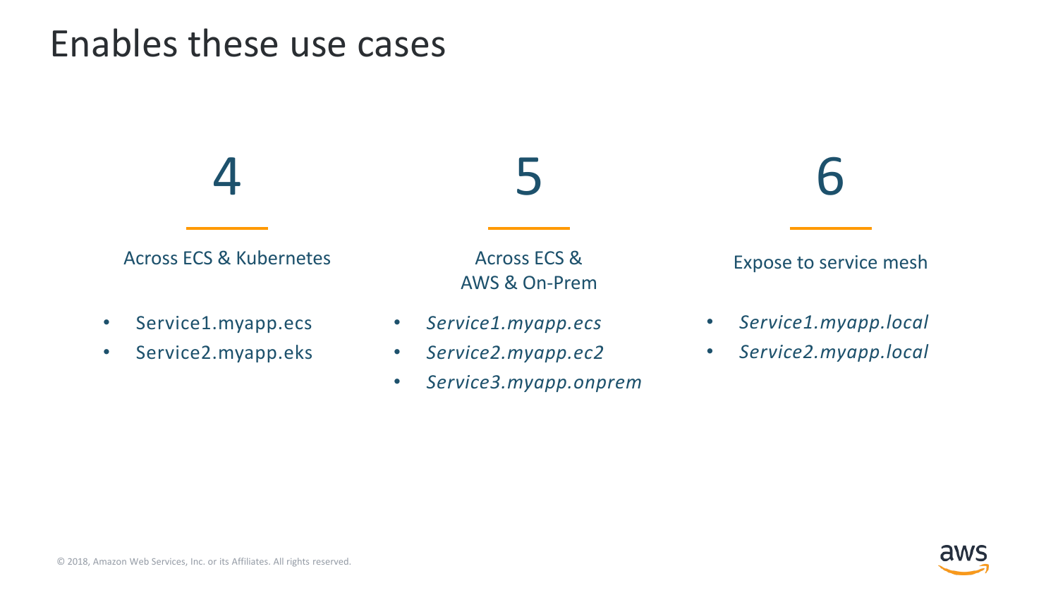# Enables these use cases

## 4

Across ECS & Kubernetes

- Service1.myapp.ecs
- Service2.myapp.eks

## 5

Across ECS & AWS & On-Prem

- *Service1.myapp.ecs*
- *Service2.myapp.ec2*
- *Service3.myapp.onprem*

## 6

Expose to service mesh

- *Service1.myapp.local*
- *Service2.myapp.local*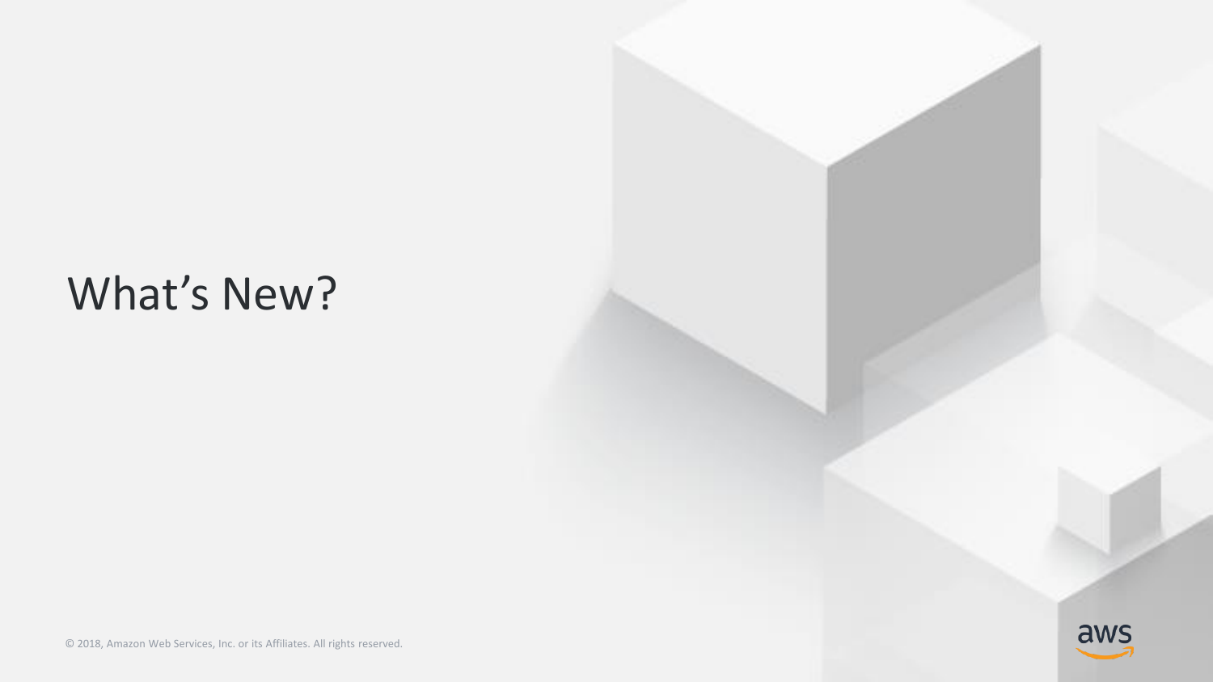# What's New?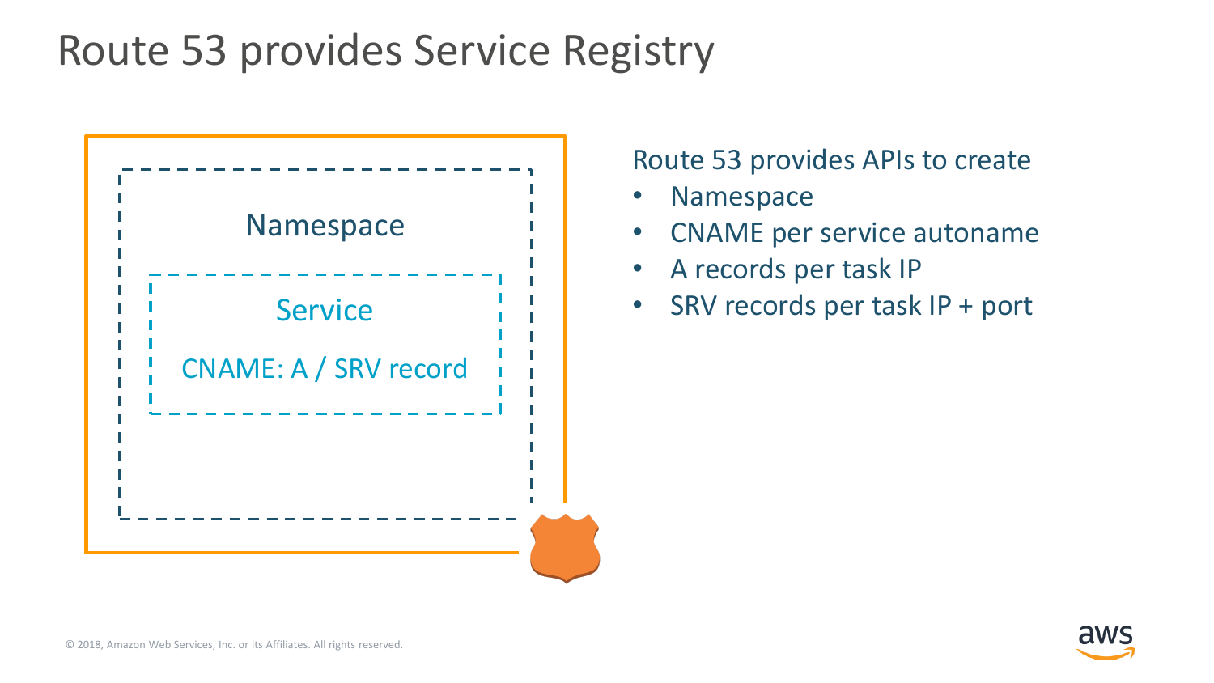# Route 53 provides Service Registry

Namespace

Service

CNAME: A / SRV record

Route 53 provides APIs to create

- Namespace
- CNAME per service autoname
- A records per task IP
- SRV records per task IP + port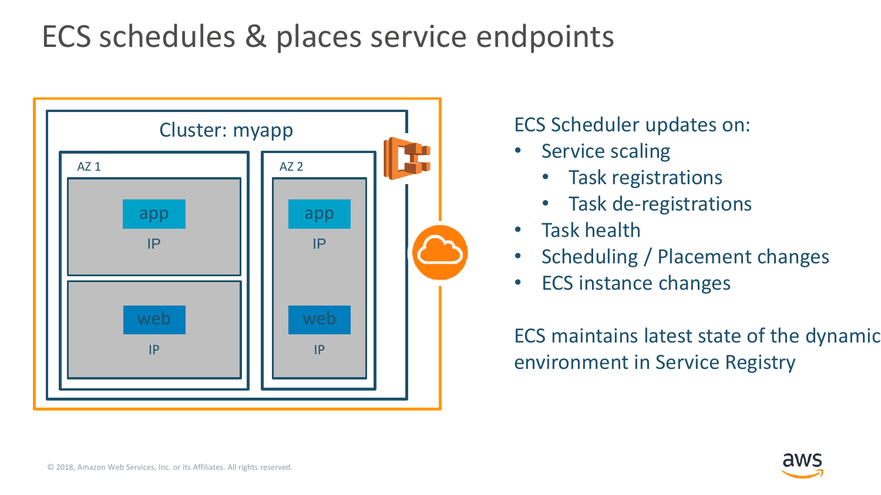# ECS schedules & places service endpoints

Cluster: myapp

AZ 1

app
IP

web
IP

AZ 2

app
IP

web
IP

ECS Scheduler updates on:

- Service scaling
  - Task registrations
  - Task de-registrations
- Task health
- Scheduling / Placement changes
- ECS instance changes

ECS maintains latest state of the dynamic environment in Service Registry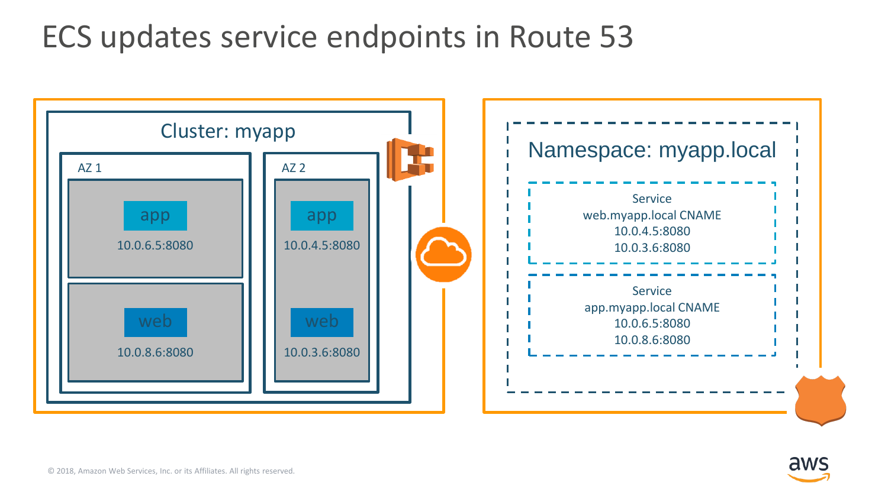# ECS updates service endpoints in Route 53

Cluster: myapp

AZ 1

app
10.0.6.5:8080

web
10.0.8.6:8080

AZ 2

app
10.0.4.5:8080

web
10.0.3.6:8080

Namespace: myapp.local

Service
web.myapp.local CNAME
10.0.4.5:8080
10.0.3.6:8080

Service
app.myapp.local CNAME
10.0.6.5:8080
10.0.8.6:8080

© 2018, Amazon Web Services, Inc. or its Affiliates. All rights reserved.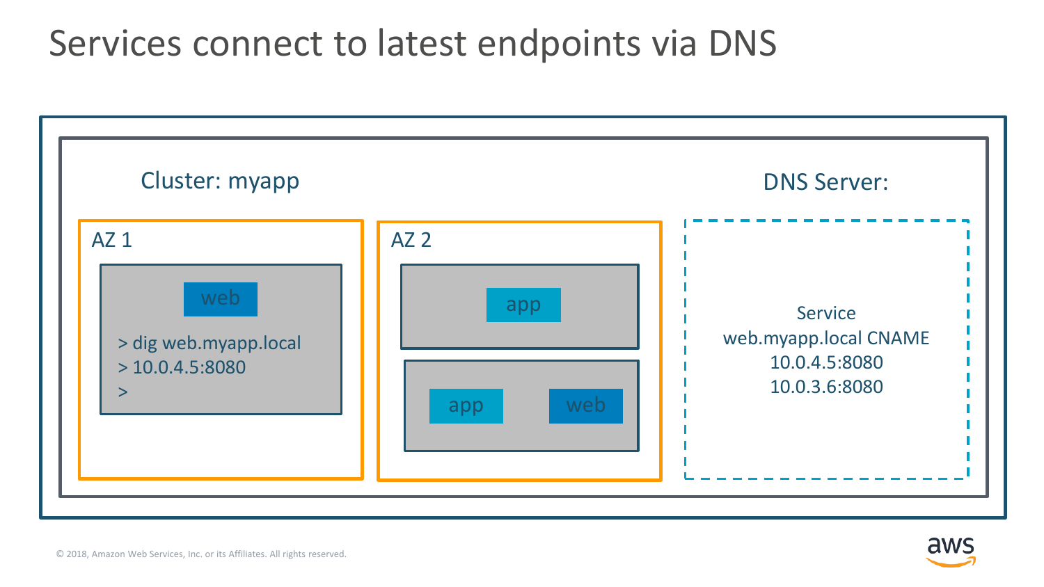# Services connect to latest endpoints via DNS

Cluster: myapp

AZ 1

web

```
> dig web.myapp.local
> 10.0.4.5:8080
>
```

AZ 2

app

app

web

DNS Server:

Service
web.myapp.local CNAME
10.0.4.5:8080
10.0.3.6:8080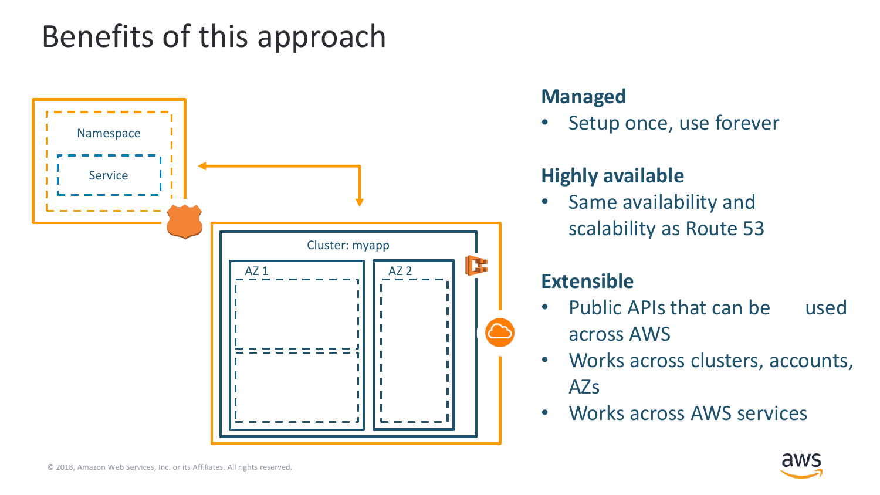# Benefits of this approach

Namespace

Service

Cluster: myapp

AZ 1

AZ 2

### Managed

- Setup once, use forever

### Highly available

- Same availability and scalability as Route 53

### Extensible

- Public APIs that can be used across AWS
- Works across clusters, accounts, AZs
- Works across AWS services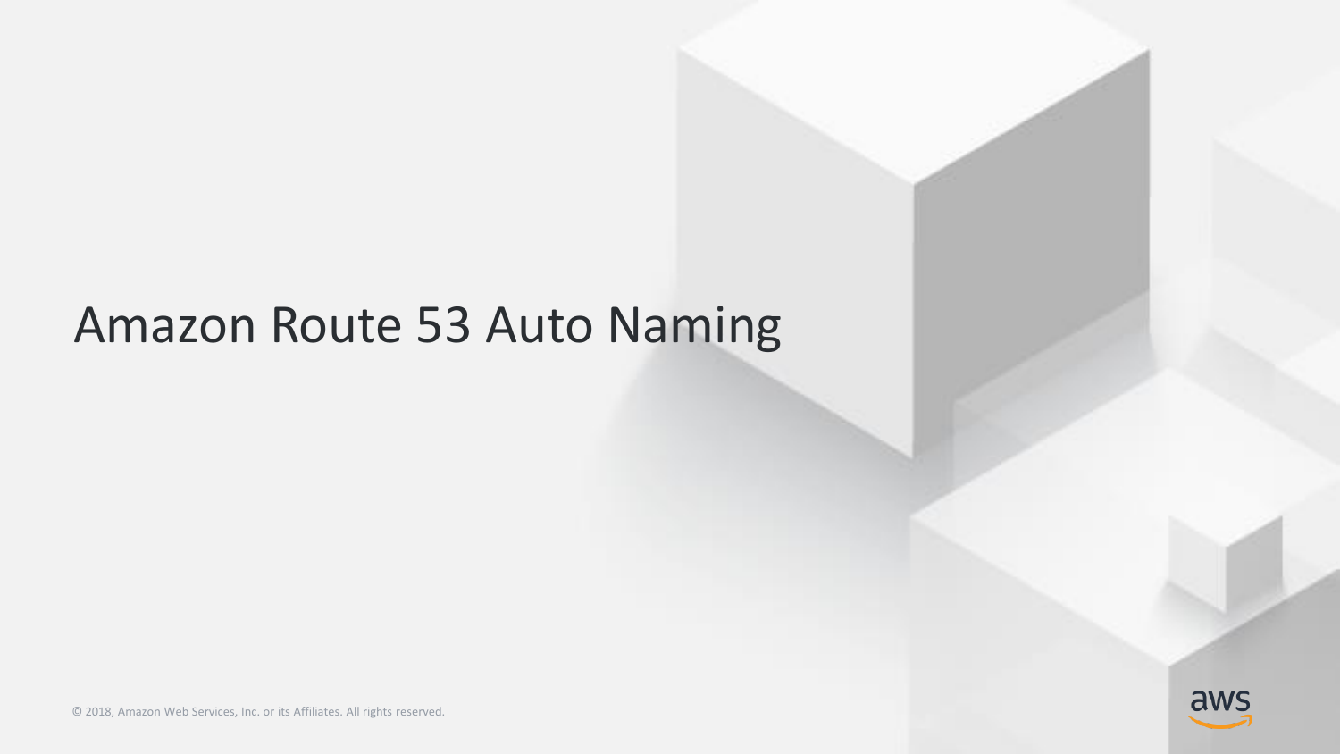# Amazon Route 53 Auto Naming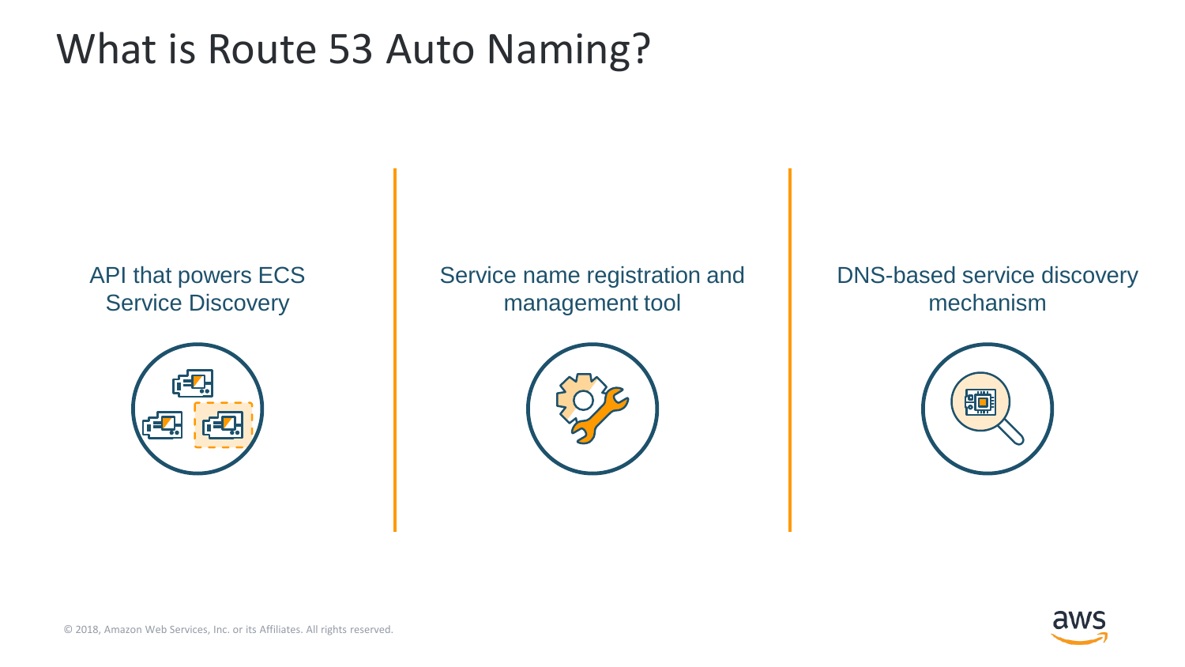# What is Route 53 Auto Naming?

API that powers ECS Service Discovery

Service name registration and management tool

DNS-based service discovery mechanism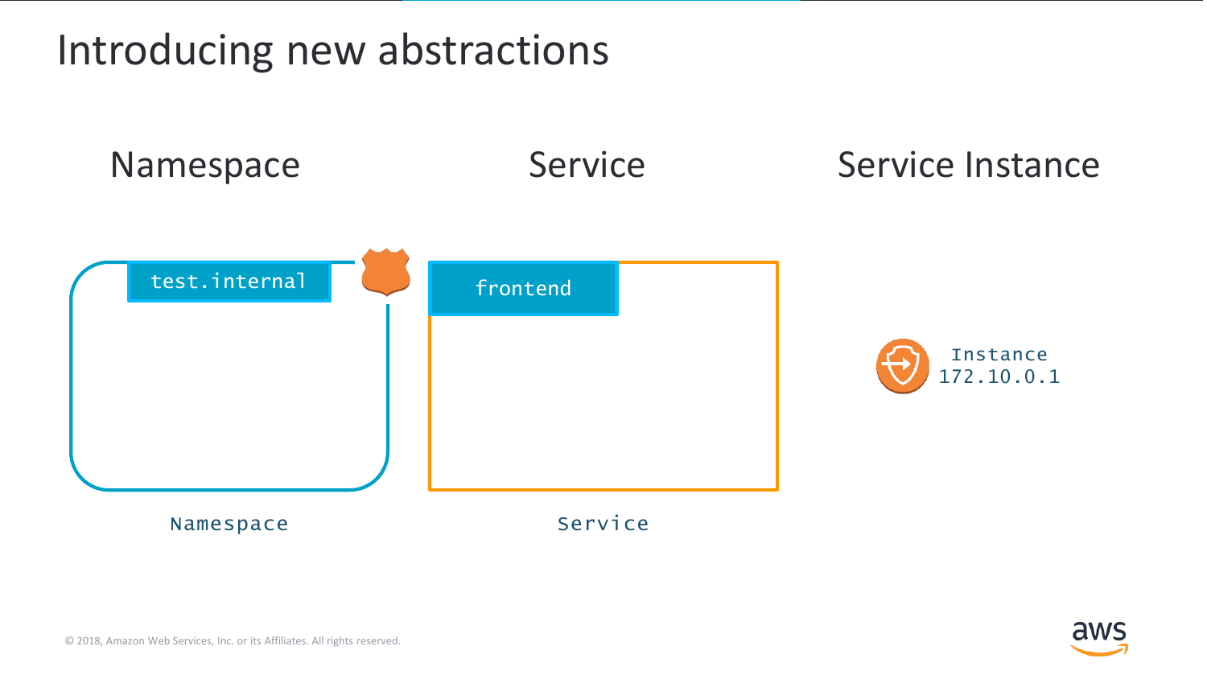# Introducing new abstractions

## Namespace

test.internal

Namespace

## Service

frontend

Service

## Service Instance

Instance
172.10.0.1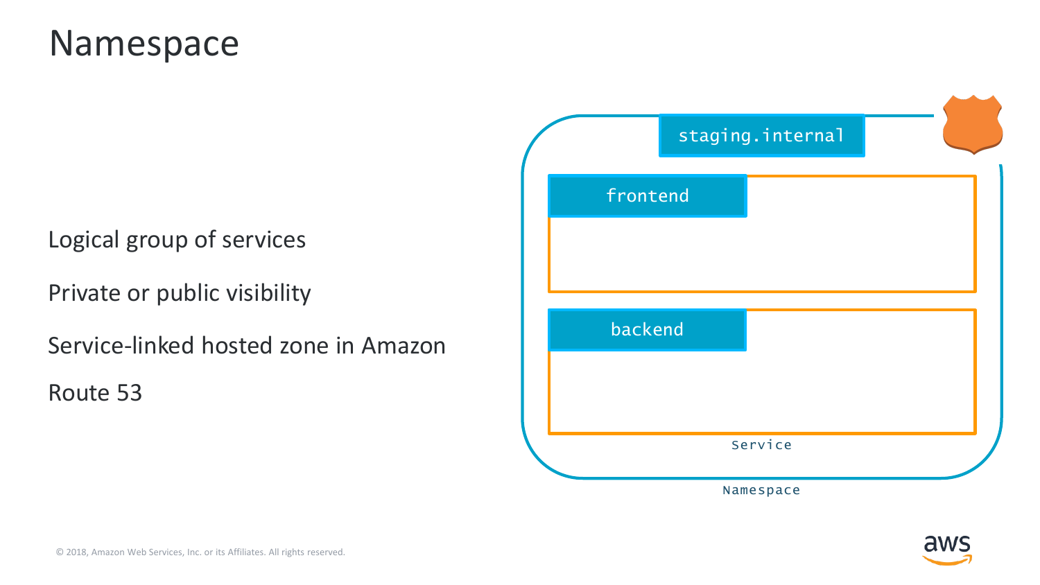# Namespace

Logical group of services

Private or public visibility

Service-linked hosted zone in Amazon Route 53

staging.internal

frontend

backend

Service

Namespace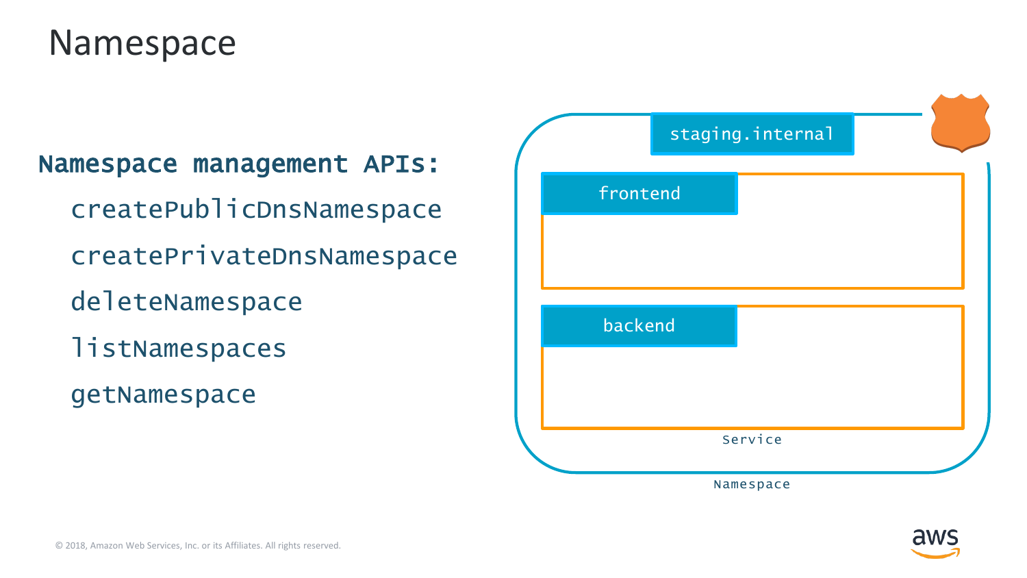# Namespace

**Namespace management APIs:**

- createPublicDnsNamespace
- createPrivateDnsNamespace
- deleteNamespace
- listNamespaces
- getNamespace

staging.internal

frontend

backend

Service

Namespace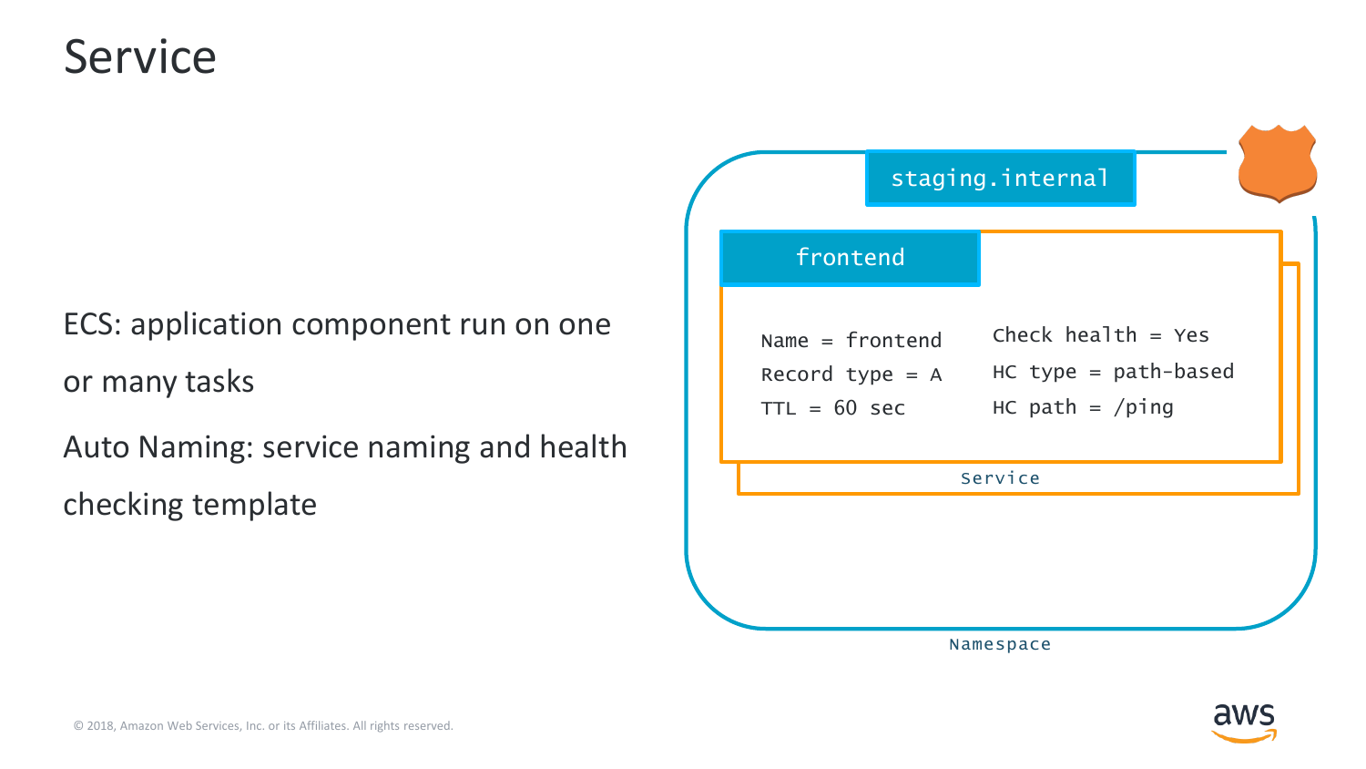# Service

ECS: application component run on one or many tasks

Auto Naming: service naming and health checking template

staging.internal

frontend

Name = frontend
Record type = A
TTL = 60 sec

Check health = Yes
HC type = path-based
HC path = /ping

Service

Namespace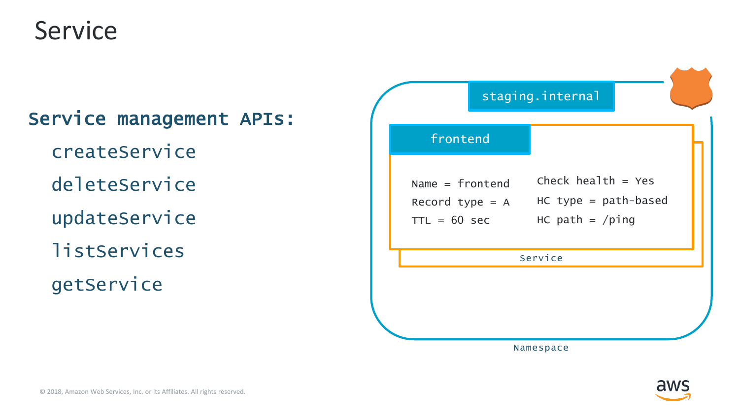# Service

**Service management APIs:**

- createService
- deleteService
- updateService
- listServices
- getService

staging.internal

frontend

Name = frontend
Record type = A
TTL = 60 sec

Check health = Yes
HC type = path-based
HC path = /ping

Service

Namespace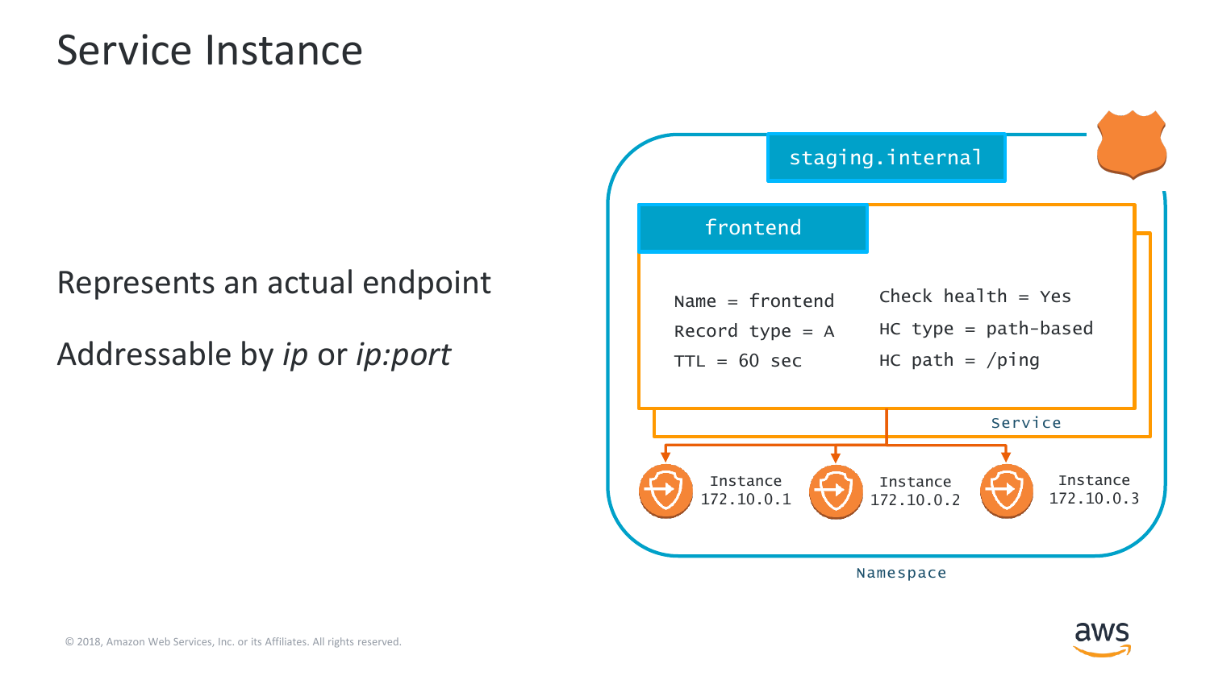# Service Instance

Represents an actual endpoint

Addressable by *ip* or *ip:port*

staging.internal

frontend

Name = frontend
Record type = A
TTL = 60 sec

Check health = Yes
HC type = path-based
HC path = /ping

Service

Instance
172.10.0.1

Instance
172.10.0.2

Instance
172.10.0.3

Namespace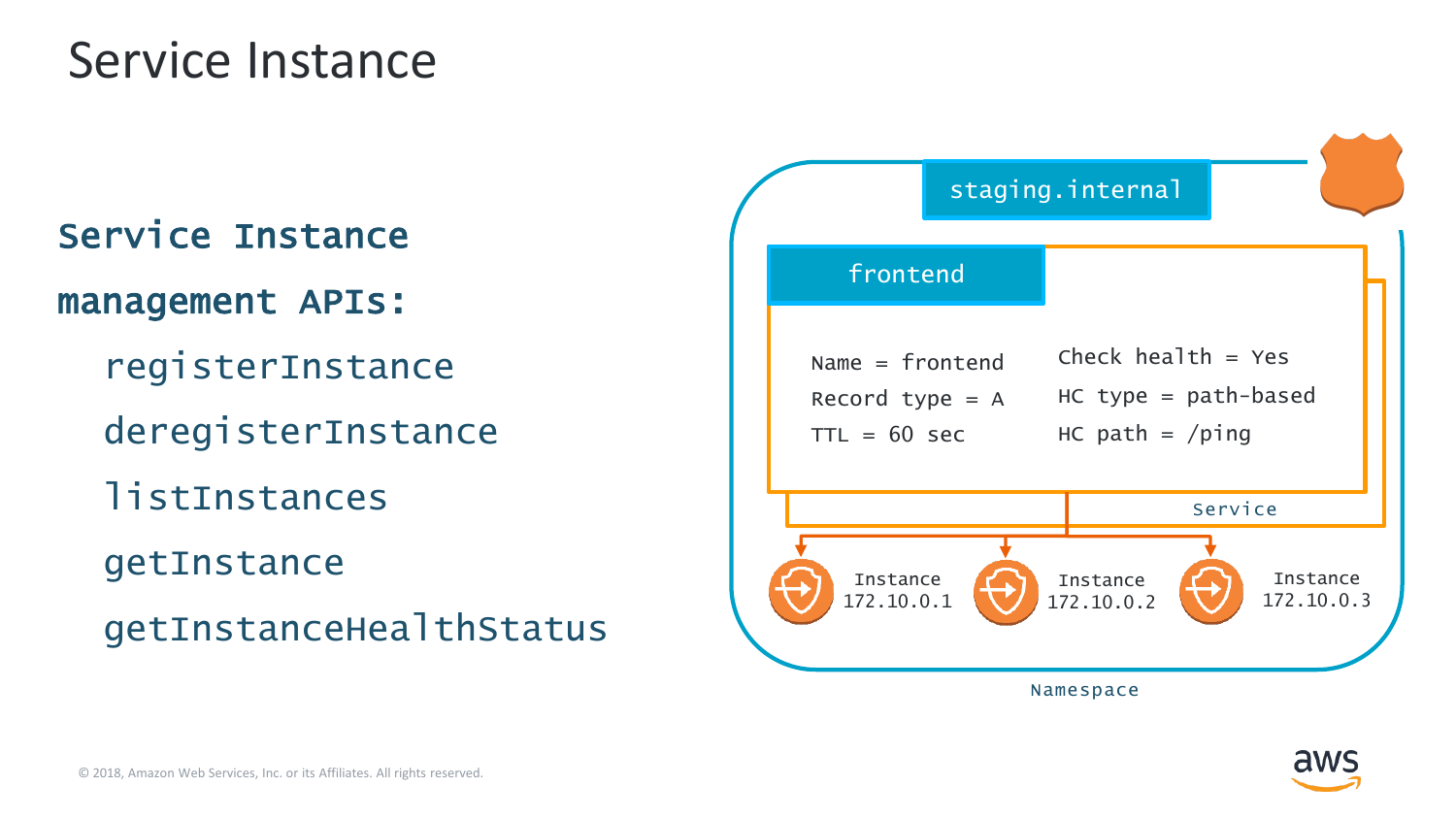# Service Instance

**Service Instance management APIs:**

- registerInstance
- deregisterInstance
- listInstances
- getInstance
- getInstanceHealthStatus

staging.internal

frontend

Name = frontend
Record type = A
TTL = 60 sec

Check health = Yes
HC type = path-based
HC path = /ping

Service

Instance 172.10.0.1

Instance 172.10.0.2

Instance 172.10.0.3

Namespace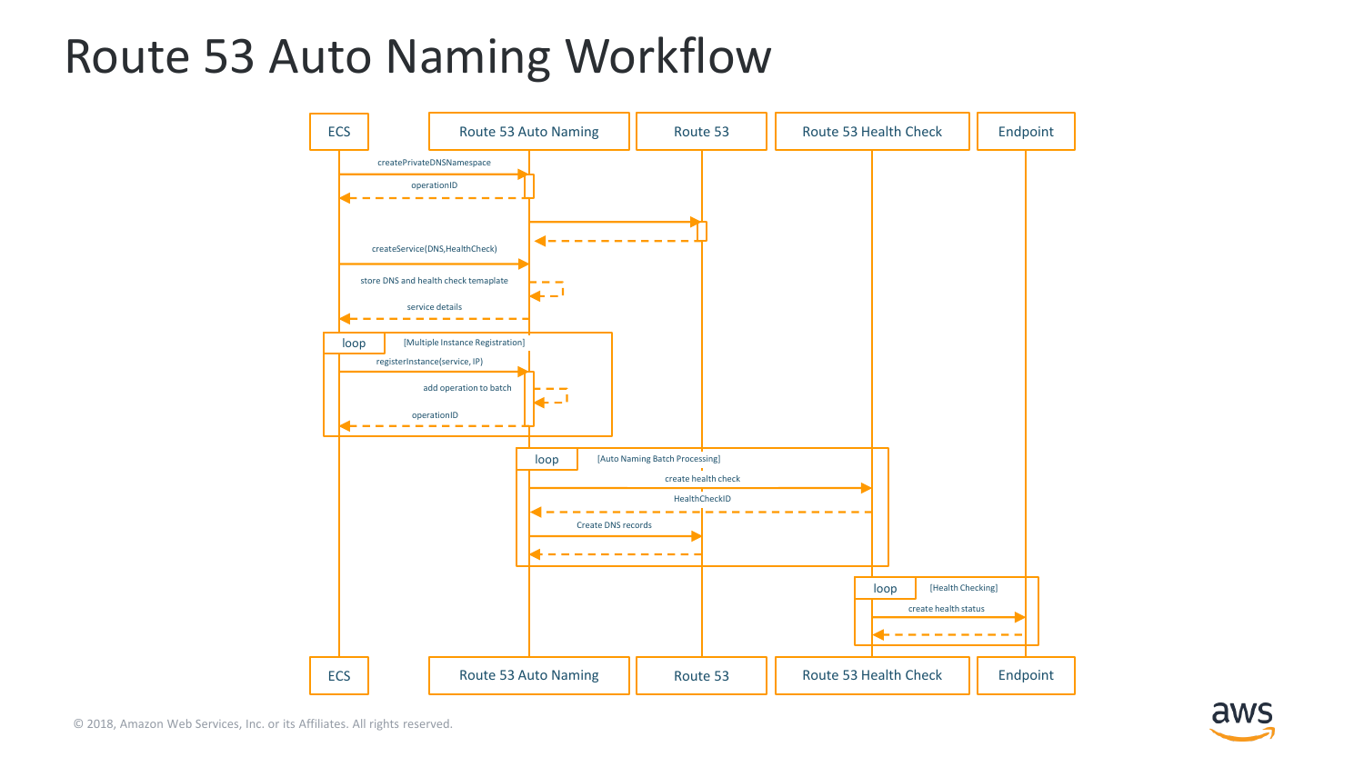# Route 53 Auto Naming Workflow

ECS | Route 53 Auto Naming | Route 53 | Route 53 Health Check | Endpoint

- createPrivateDNSNamespace
- operationID
- createService(DNS,HealthCheck)
- store DNS and health check temaplate
- service details

loop [Multiple Instance Registration]

- registerInstance(service, IP)
- add operation to batch
- operationID

loop [Auto Naming Batch Processing]

- create health check
- HealthCheckID
- Create DNS records

loop [Health Checking]

- create health status

ECS | Route 53 Auto Naming | Route 53 | Route 53 Health Check | Endpoint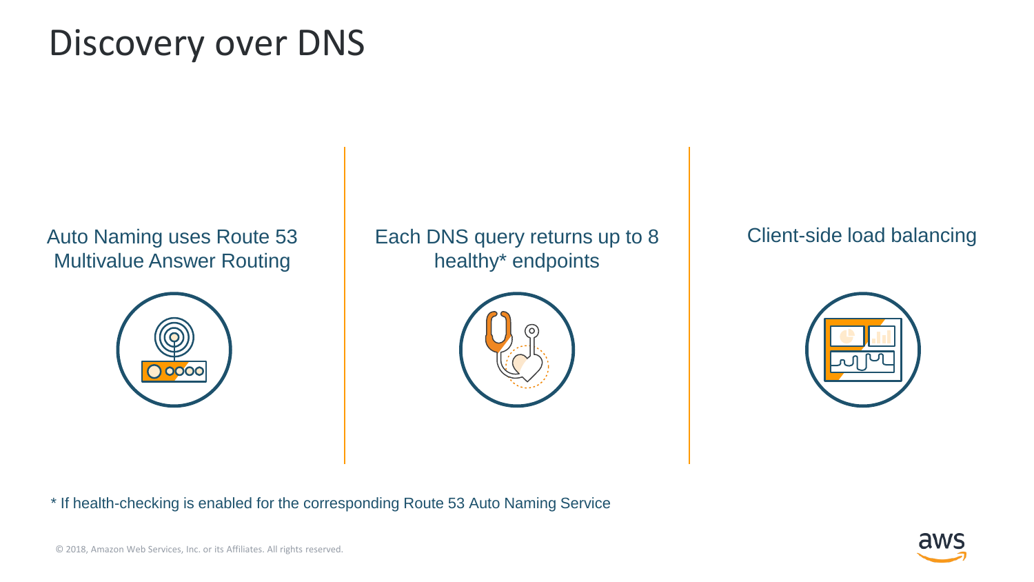# Discovery over DNS

Auto Naming uses Route 53 Multivalue Answer Routing

Each DNS query returns up to 8 healthy* endpoints

Client-side load balancing

* If health-checking is enabled for the corresponding Route 53 Auto Naming Service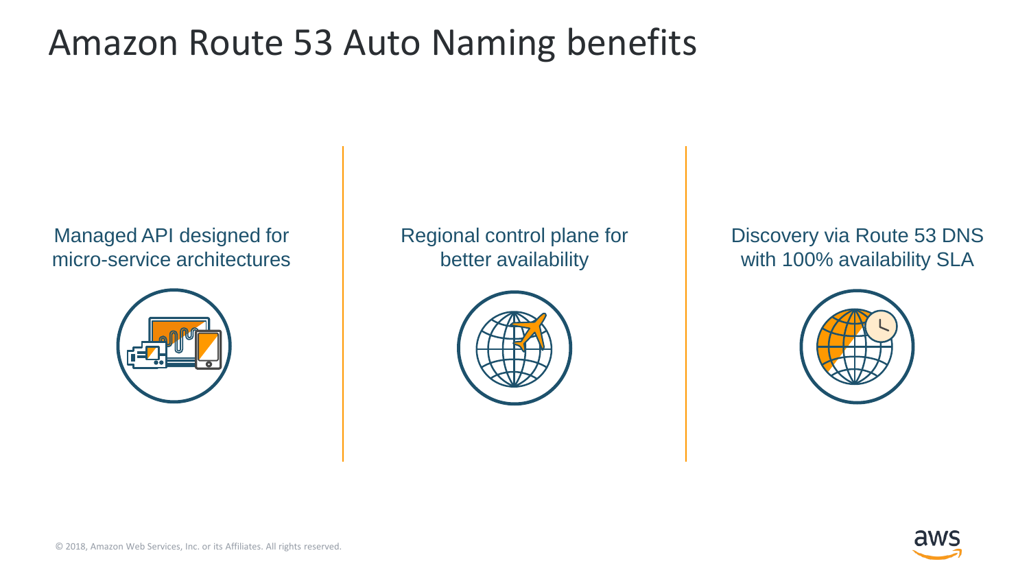# Amazon Route 53 Auto Naming benefits

Managed API designed for micro-service architectures

Regional control plane for better availability

Discovery via Route 53 DNS with 100% availability SLA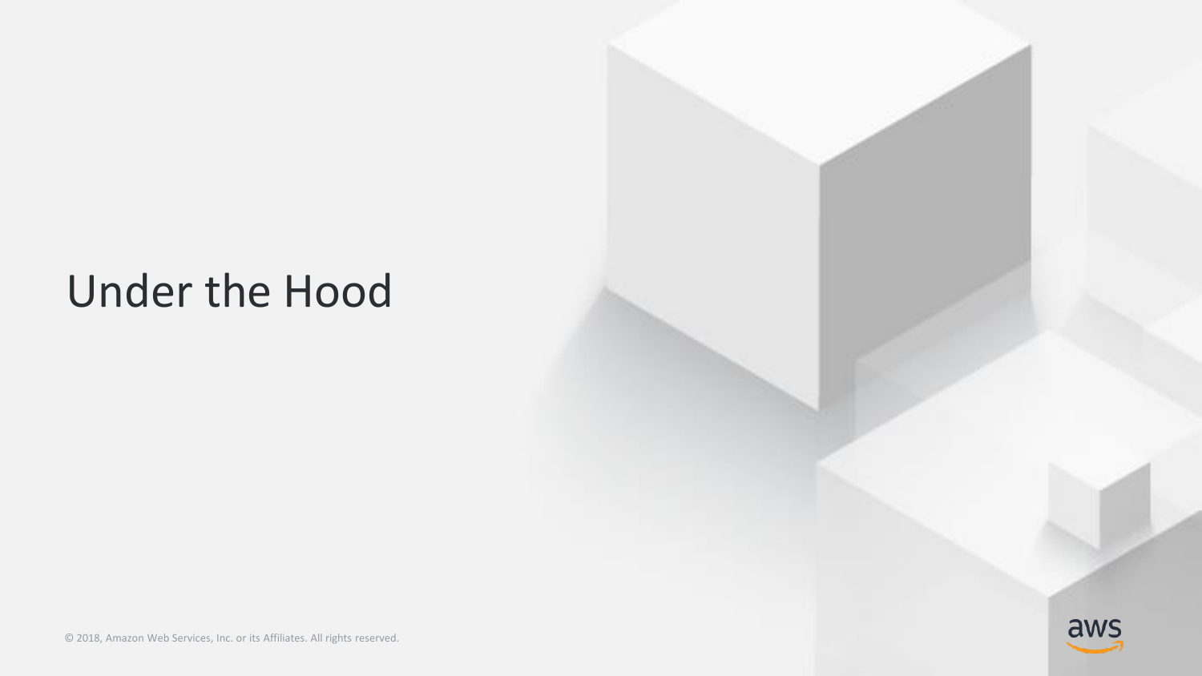# Under the Hood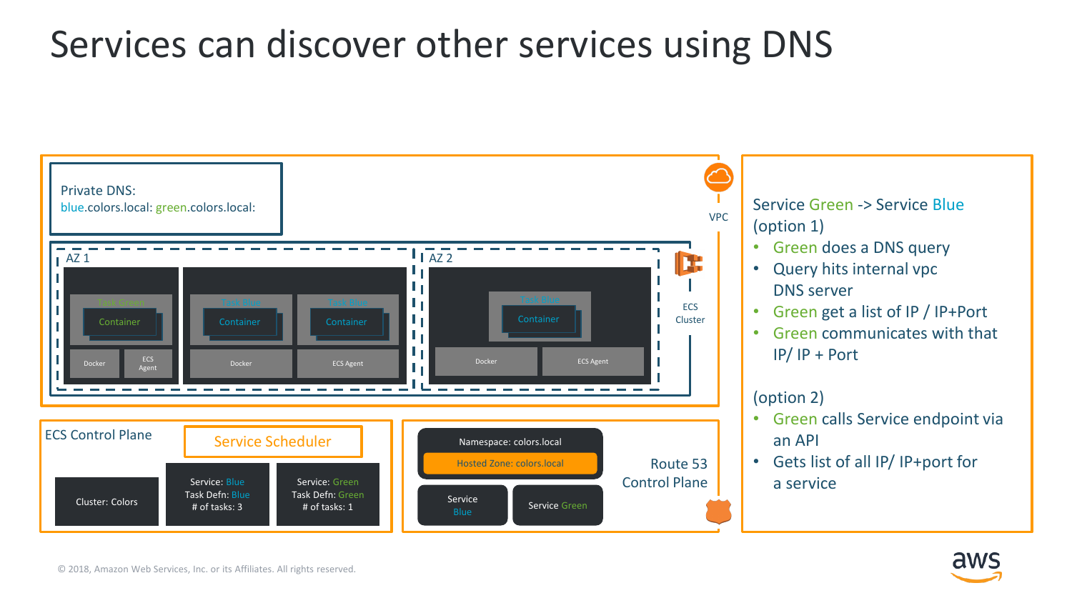# Services can discover other services using DNS

Private DNS:
blue.colors.local: green.colors.local:

VPC

AZ 1

Task Green
Container
Docker
ECS Agent

Task Blue
Container
Docker

Task Blue
Container
ECS Agent

AZ 2

Task Blue
Container
Docker
ECS Agent

ECS Cluster

ECS Control Plane

Service Scheduler

Cluster: Colors

Service: Blue
Task Defn: Blue
# of tasks: 3

Service: Green
Task Defn: Green
# of tasks: 1

Namespace: colors.local

Hosted Zone: colors.local

Service Blue

Service Green

Route 53 Control Plane

Service Green -> Service Blue

(option 1)

- Green does a DNS query
- Query hits internal vpc DNS server
- Green get a list of IP / IP+Port
- Green communicates with that IP/ IP + Port

(option 2)

- Green calls Service endpoint via an API
- Gets list of all IP/ IP+port for a service

© 2018, Amazon Web Services, Inc. or its Affiliates. All rights reserved.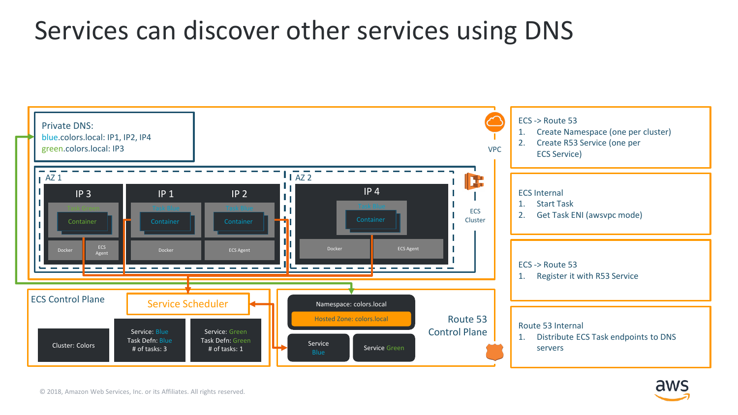# Services can discover other services using DNS

Private DNS:
blue.colors.local: IP1, IP2, IP4
green.colors.local: IP3

VPC

AZ 1

IP 3 — Task Green — Container — Docker — ECS Agent

IP 1 — Task Blue — Container — Docker

IP 2 — Task Blue — Container — ECS Agent

AZ 2

IP 4 — Task Blue — Container — Docker — ECS Agent

ECS Cluster

ECS Control Plane

Service Scheduler

Cluster: Colors

Service: Blue
Task Defn: Blue
# of tasks: 3

Service: Green
Task Defn: Green
# of tasks: 1

Namespace: colors.local

Hosted Zone: colors.local

Service Blue

Service Green

Route 53 Control Plane

ECS -> Route 53
1. Create Namespace (one per cluster)
2. Create R53 Service (one per ECS Service)

ECS Internal
1. Start Task
2. Get Task ENI (awsvpc mode)

ECS -> Route 53
1. Register it with R53 Service

Route 53 Internal
1. Distribute ECS Task endpoints to DNS servers

© 2018, Amazon Web Services, Inc. or its Affiliates. All rights reserved.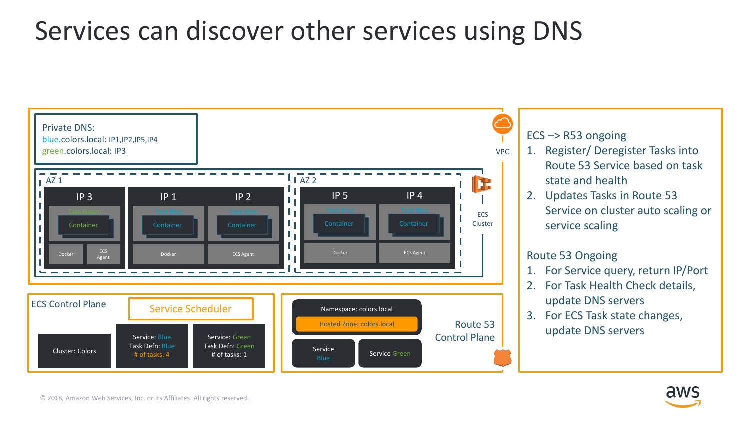# Services can discover other services using DNS

Private DNS:
blue.colors.local: IP1,IP2,IP5,IP4
green.colors.local: IP3

VPC

AZ 1

IP 3 — Task Green — Container — Docker — ECS Agent

IP 1 — Task Blue — Container — Docker

IP 2 — Task Blue — Container — ECS Agent

AZ 2

IP 5 — Task Blue — Container — Docker

IP 4 — Task Blue — Container — ECS Agent

ECS Cluster

ECS Control Plane

Service Scheduler

Cluster: Colors

Service: Blue
Task Defn: Blue
# of tasks: 4

Service: Green
Task Defn: Green
# of tasks: 1

Namespace: colors.local
Hosted Zone: colors.local

Service Blue

Service Green

Route 53 Control Plane

ECS –> R53 ongoing

1. Register/ Deregister Tasks into Route 53 Service based on task state and health
2. Updates Tasks in Route 53 Service on cluster auto scaling or service scaling

Route 53 Ongoing

1. For Service query, return IP/Port
2. For Task Health Check details, update DNS servers
3. For ECS Task state changes, update DNS servers

© 2018, Amazon Web Services, Inc. or its Affiliates. All rights reserved.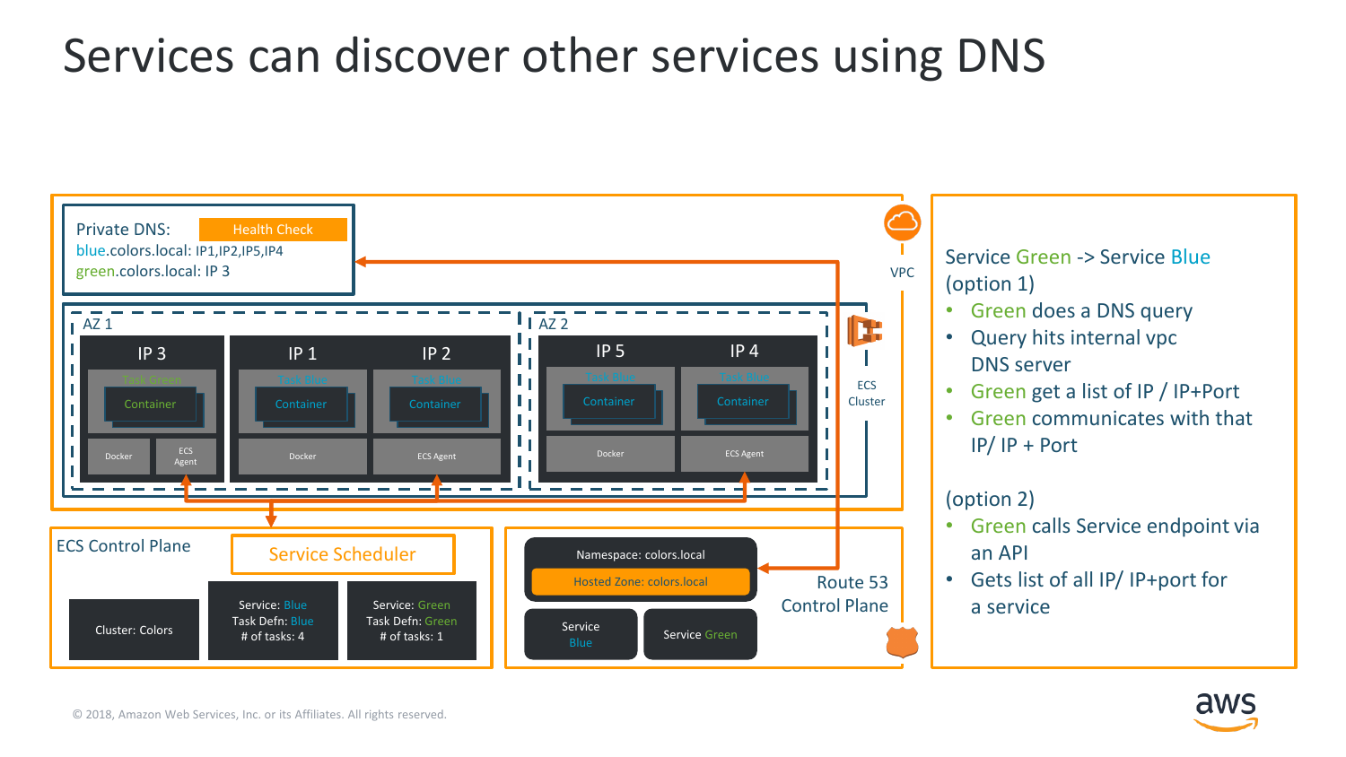# Services can discover other services using DNS

Private DNS: Health Check
blue.colors.local: IP1,IP2,IP5,IP4
green.colors.local: IP 3

VPC

AZ 1

IP 3 — Task Green — Container — Docker — ECS Agent

IP 1 — Task Blue — Container — Docker

IP 2 — Task Blue — Container — ECS Agent

AZ 2

IP 5 — Task Blue — Container — Docker

IP 4 — Task Blue — Container — ECS Agent

ECS Cluster

ECS Control Plane

Service Scheduler

Cluster: Colors

Service: Blue
Task Defn: Blue
# of tasks: 4

Service: Green
Task Defn: Green
# of tasks: 1

Namespace: colors.local

Hosted Zone: colors.local

Service Blue

Service Green

Route 53 Control Plane

Service Green -> Service Blue

(option 1)

- Green does a DNS query
- Query hits internal vpc DNS server
- Green get a list of IP / IP+Port
- Green communicates with that IP/ IP + Port

(option 2)

- Green calls Service endpoint via an API
- Gets list of all IP/ IP+port for a service

© 2018, Amazon Web Services, Inc. or its Affiliates. All rights reserved.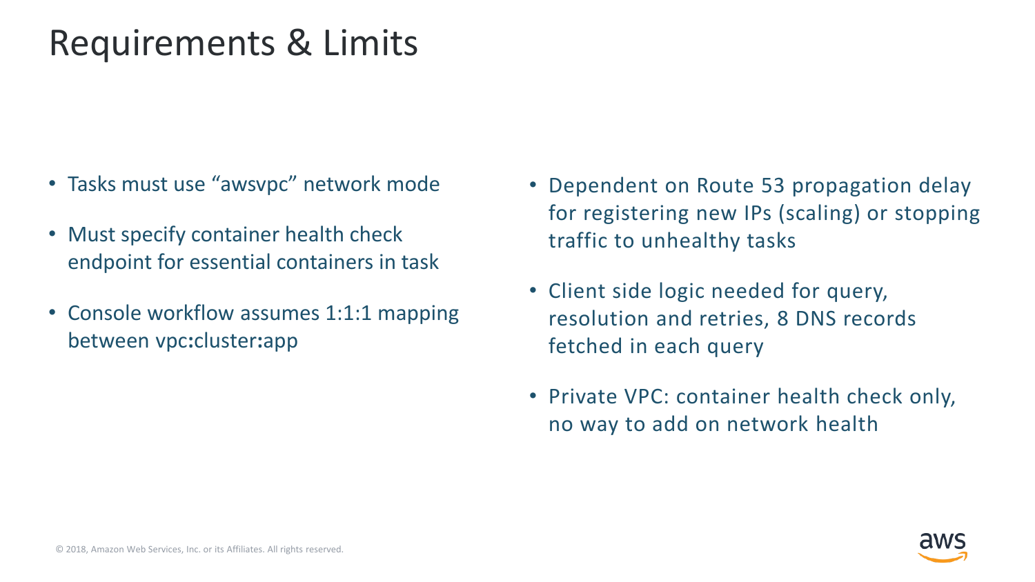# Requirements & Limits

- Tasks must use “awsvpc” network mode
- Must specify container health check endpoint for essential containers in task
- Console workflow assumes 1:1:1 mapping between vpc:cluster:app

- Dependent on Route 53 propagation delay for registering new IPs (scaling) or stopping traffic to unhealthy tasks
- Client side logic needed for query, resolution and retries, 8 DNS records fetched in each query
- Private VPC: container health check only, no way to add on network health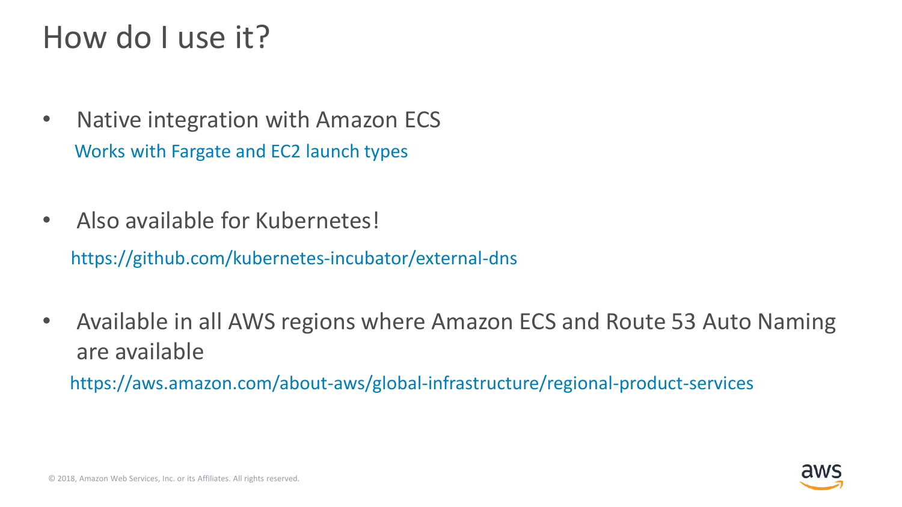# How do I use it?

- Native integration with Amazon ECS
  Works with Fargate and EC2 launch types

- Also available for Kubernetes!
  https://github.com/kubernetes-incubator/external-dns

- Available in all AWS regions where Amazon ECS and Route 53 Auto Naming are available
  https://aws.amazon.com/about-aws/global-infrastructure/regional-product-services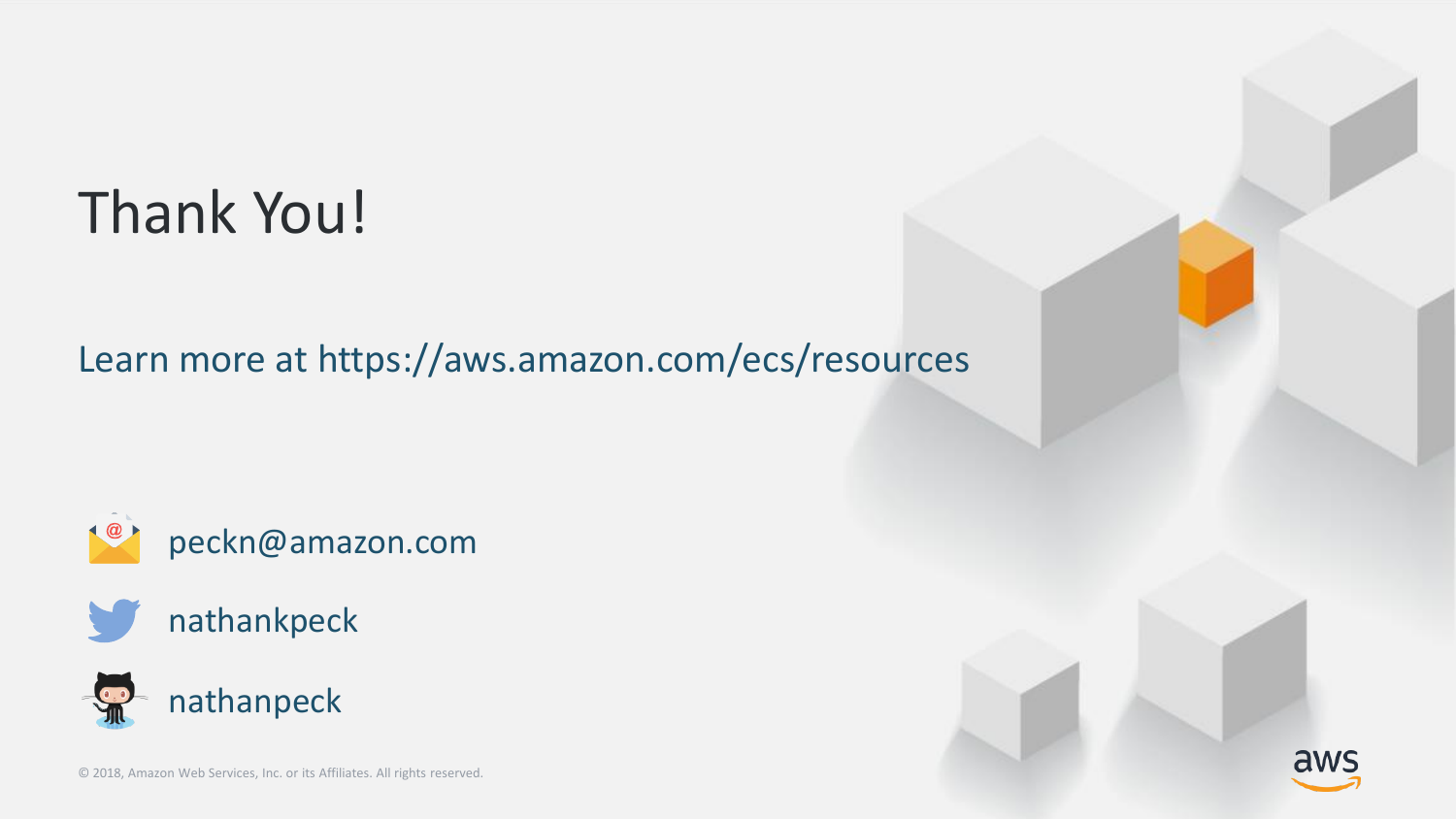# Thank You!

Learn more at https://aws.amazon.com/ecs/resources

peckn@amazon.com

nathankpeck

nathanpeck

© 2018, Amazon Web Services, Inc. or its Affiliates. All rights reserved.